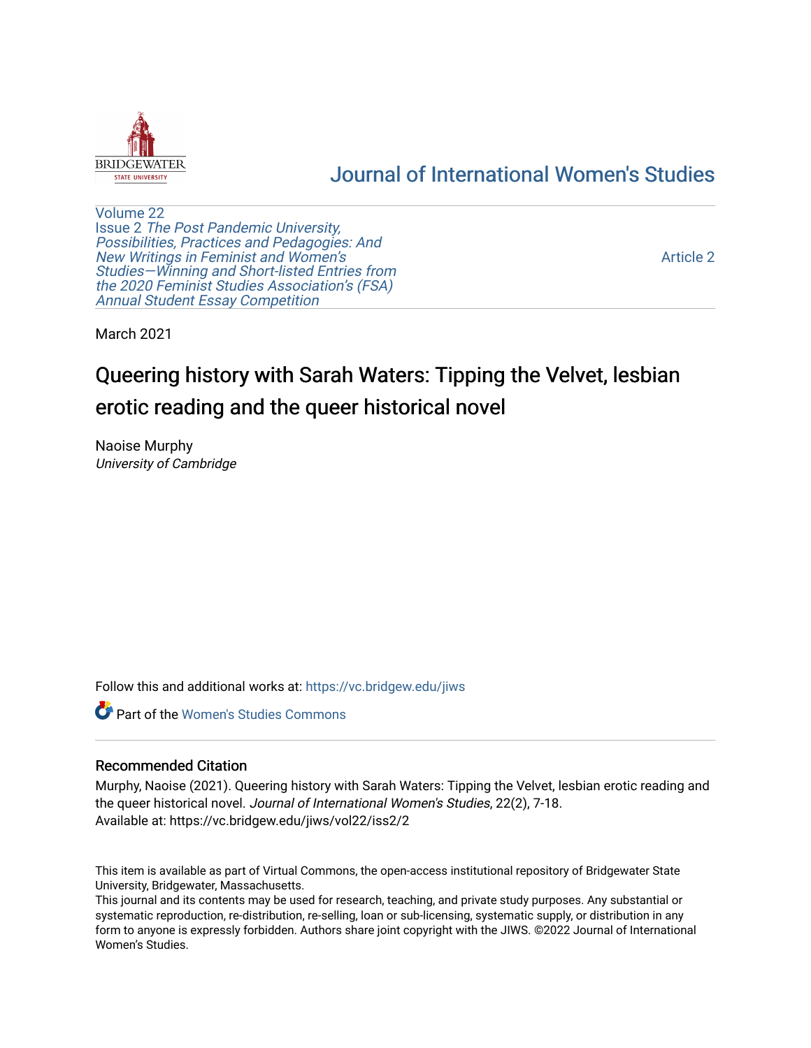BRIDGEWATER STATE UNIVERSITY

# Journal of International Women's Studies

Volume 22
Issue 2 *The Post Pandemic University, Possibilities, Practices and Pedagogies: And New Writings in Feminist and Women's Studies—Winning and Short-listed Entries from the 2020 Feminist Studies Association's (FSA) Annual Student Essay Competition*

Article 2

March 2021

# Queering history with Sarah Waters: Tipping the Velvet, lesbian erotic reading and the queer historical novel

Naoise Murphy
*University of Cambridge*

Follow this and additional works at: https://vc.bridgew.edu/jiws

Part of the Women's Studies Commons

## Recommended Citation

Murphy, Naoise (2021). Queering history with Sarah Waters: Tipping the Velvet, lesbian erotic reading and the queer historical novel. *Journal of International Women's Studies*, 22(2), 7-18.
Available at: https://vc.bridgew.edu/jiws/vol22/iss2/2

This item is available as part of Virtual Commons, the open-access institutional repository of Bridgewater State University, Bridgewater, Massachusetts.
This journal and its contents may be used for research, teaching, and private study purposes. Any substantial or systematic reproduction, re-distribution, re-selling, loan or sub-licensing, systematic supply, or distribution in any form to anyone is expressly forbidden. Authors share joint copyright with the JIWS. ©2022 Journal of International Women's Studies.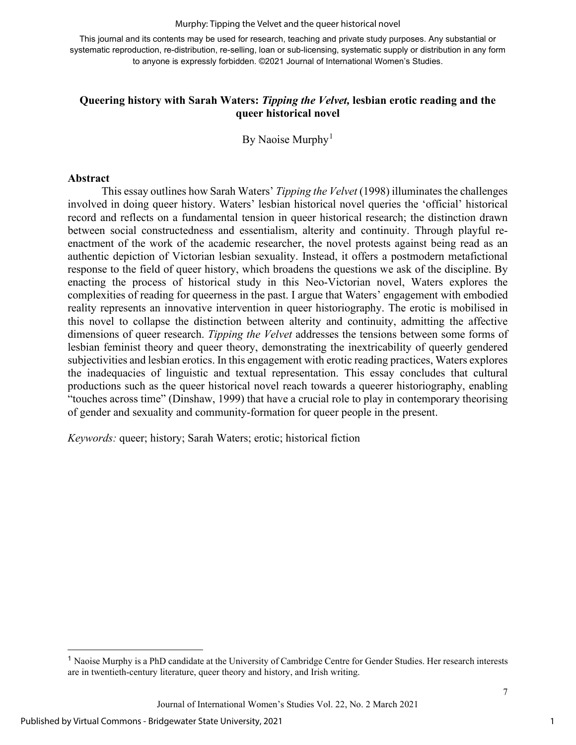This journal and its contents may be used for research, teaching and private study purposes. Any substantial or systematic reproduction, re-distribution, re-selling, loan or sub-licensing, systematic supply or distribution in any form to anyone is expressly forbidden. ©2021 Journal of International Women's Studies.

## Queering history with Sarah Waters: *Tipping the Velvet,* lesbian erotic reading and the queer historical novel

By Naoise Murphy[1]

### Abstract

This essay outlines how Sarah Waters' *Tipping the Velvet* (1998) illuminates the challenges involved in doing queer history. Waters' lesbian historical novel queries the 'official' historical record and reflects on a fundamental tension in queer historical research; the distinction drawn between social constructedness and essentialism, alterity and continuity. Through playful re-enactment of the work of the academic researcher, the novel protests against being read as an authentic depiction of Victorian lesbian sexuality. Instead, it offers a postmodern metafictional response to the field of queer history, which broadens the questions we ask of the discipline. By enacting the process of historical study in this Neo-Victorian novel, Waters explores the complexities of reading for queerness in the past. I argue that Waters' engagement with embodied reality represents an innovative intervention in queer historiography. The erotic is mobilised in this novel to collapse the distinction between alterity and continuity, admitting the affective dimensions of queer research. *Tipping the Velvet* addresses the tensions between some forms of lesbian feminist theory and queer theory, demonstrating the inextricability of queerly gendered subjectivities and lesbian erotics. In this engagement with erotic reading practices, Waters explores the inadequacies of linguistic and textual representation. This essay concludes that cultural productions such as the queer historical novel reach towards a queerer historiography, enabling "touches across time" (Dinshaw, 1999) that have a crucial role to play in contemporary theorising of gender and sexuality and community-formation for queer people in the present.

*Keywords:* queer; history; Sarah Waters; erotic; historical fiction

[1] Naoise Murphy is a PhD candidate at the University of Cambridge Centre for Gender Studies. Her research interests are in twentieth-century literature, queer theory and history, and Irish writing.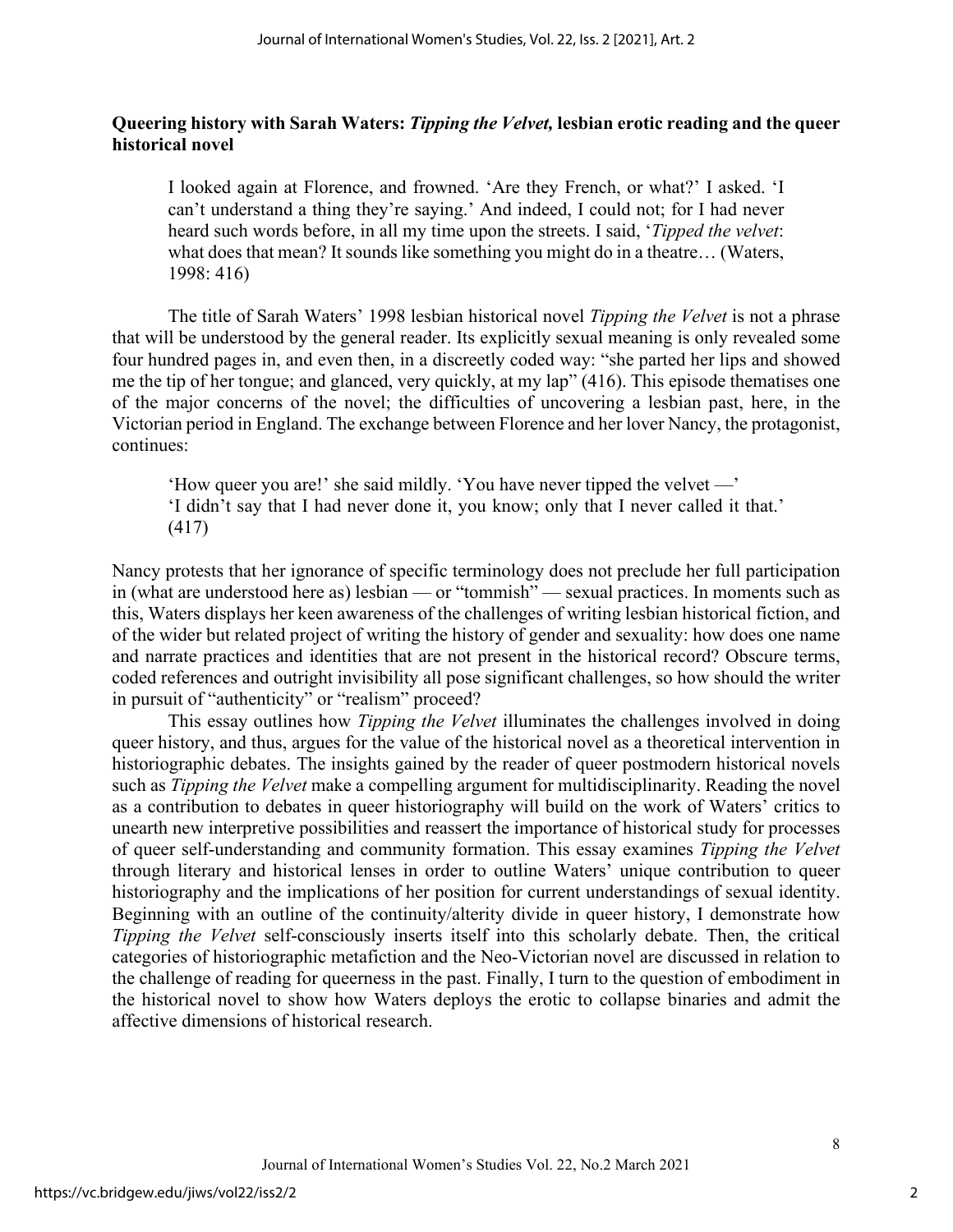**Queering history with Sarah Waters: *Tipping the Velvet,* lesbian erotic reading and the queer historical novel**

> I looked again at Florence, and frowned. 'Are they French, or what?' I asked. 'I can't understand a thing they're saying.' And indeed, I could not; for I had never heard such words before, in all my time upon the streets. I said, '*Tipped the velvet*: what does that mean? It sounds like something you might do in a theatre… (Waters, 1998: 416)

The title of Sarah Waters' 1998 lesbian historical novel *Tipping the Velvet* is not a phrase that will be understood by the general reader. Its explicitly sexual meaning is only revealed some four hundred pages in, and even then, in a discreetly coded way: "she parted her lips and showed me the tip of her tongue; and glanced, very quickly, at my lap" (416). This episode thematises one of the major concerns of the novel; the difficulties of uncovering a lesbian past, here, in the Victorian period in England. The exchange between Florence and her lover Nancy, the protagonist, continues:

> 'How queer you are!' she said mildly. 'You have never tipped the velvet —'
> 'I didn't say that I had never done it, you know; only that I never called it that.' (417)

Nancy protests that her ignorance of specific terminology does not preclude her full participation in (what are understood here as) lesbian — or "tommish" — sexual practices. In moments such as this, Waters displays her keen awareness of the challenges of writing lesbian historical fiction, and of the wider but related project of writing the history of gender and sexuality: how does one name and narrate practices and identities that are not present in the historical record? Obscure terms, coded references and outright invisibility all pose significant challenges, so how should the writer in pursuit of "authenticity" or "realism" proceed?

This essay outlines how *Tipping the Velvet* illuminates the challenges involved in doing queer history, and thus, argues for the value of the historical novel as a theoretical intervention in historiographic debates. The insights gained by the reader of queer postmodern historical novels such as *Tipping the Velvet* make a compelling argument for multidisciplinarity. Reading the novel as a contribution to debates in queer historiography will build on the work of Waters' critics to unearth new interpretive possibilities and reassert the importance of historical study for processes of queer self-understanding and community formation. This essay examines *Tipping the Velvet* through literary and historical lenses in order to outline Waters' unique contribution to queer historiography and the implications of her position for current understandings of sexual identity. Beginning with an outline of the continuity/alterity divide in queer history, I demonstrate how *Tipping the Velvet* self-consciously inserts itself into this scholarly debate. Then, the critical categories of historiographic metafiction and the Neo-Victorian novel are discussed in relation to the challenge of reading for queerness in the past. Finally, I turn to the question of embodiment in the historical novel to show how Waters deploys the erotic to collapse binaries and admit the affective dimensions of historical research.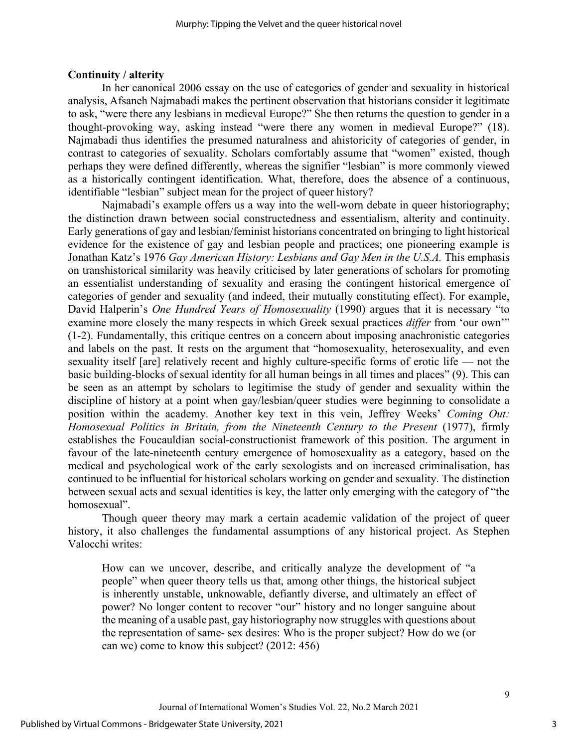## Continuity / alterity

In her canonical 2006 essay on the use of categories of gender and sexuality in historical analysis, Afsaneh Najmabadi makes the pertinent observation that historians consider it legitimate to ask, "were there any lesbians in medieval Europe?" She then returns the question to gender in a thought-provoking way, asking instead "were there any women in medieval Europe?" (18). Najmabadi thus identifies the presumed naturalness and ahistoricity of categories of gender, in contrast to categories of sexuality. Scholars comfortably assume that "women" existed, though perhaps they were defined differently, whereas the signifier "lesbian" is more commonly viewed as a historically contingent identification. What, therefore, does the absence of a continuous, identifiable "lesbian" subject mean for the project of queer history?

Najmabadi's example offers us a way into the well-worn debate in queer historiography; the distinction drawn between social constructedness and essentialism, alterity and continuity. Early generations of gay and lesbian/feminist historians concentrated on bringing to light historical evidence for the existence of gay and lesbian people and practices; one pioneering example is Jonathan Katz's 1976 *Gay American History: Lesbians and Gay Men in the U.S.A.* This emphasis on transhistorical similarity was heavily criticised by later generations of scholars for promoting an essentialist understanding of sexuality and erasing the contingent historical emergence of categories of gender and sexuality (and indeed, their mutually constituting effect). For example, David Halperin's *One Hundred Years of Homosexuality* (1990) argues that it is necessary "to examine more closely the many respects in which Greek sexual practices *differ* from 'our own'" (1-2). Fundamentally, this critique centres on a concern about imposing anachronistic categories and labels on the past. It rests on the argument that "homosexuality, heterosexuality, and even sexuality itself [are] relatively recent and highly culture-specific forms of erotic life — not the basic building-blocks of sexual identity for all human beings in all times and places" (9). This can be seen as an attempt by scholars to legitimise the study of gender and sexuality within the discipline of history at a point when gay/lesbian/queer studies were beginning to consolidate a position within the academy. Another key text in this vein, Jeffrey Weeks' *Coming Out: Homosexual Politics in Britain, from the Nineteenth Century to the Present* (1977), firmly establishes the Foucauldian social-constructionist framework of this position. The argument in favour of the late-nineteenth century emergence of homosexuality as a category, based on the medical and psychological work of the early sexologists and on increased criminalisation, has continued to be influential for historical scholars working on gender and sexuality. The distinction between sexual acts and sexual identities is key, the latter only emerging with the category of "the homosexual".

Though queer theory may mark a certain academic validation of the project of queer history, it also challenges the fundamental assumptions of any historical project. As Stephen Valocchi writes:

> How can we uncover, describe, and critically analyze the development of "a people" when queer theory tells us that, among other things, the historical subject is inherently unstable, unknowable, defiantly diverse, and ultimately an effect of power? No longer content to recover "our" history and no longer sanguine about the meaning of a usable past, gay historiography now struggles with questions about the representation of same- sex desires: Who is the proper subject? How do we (or can we) come to know this subject? (2012: 456)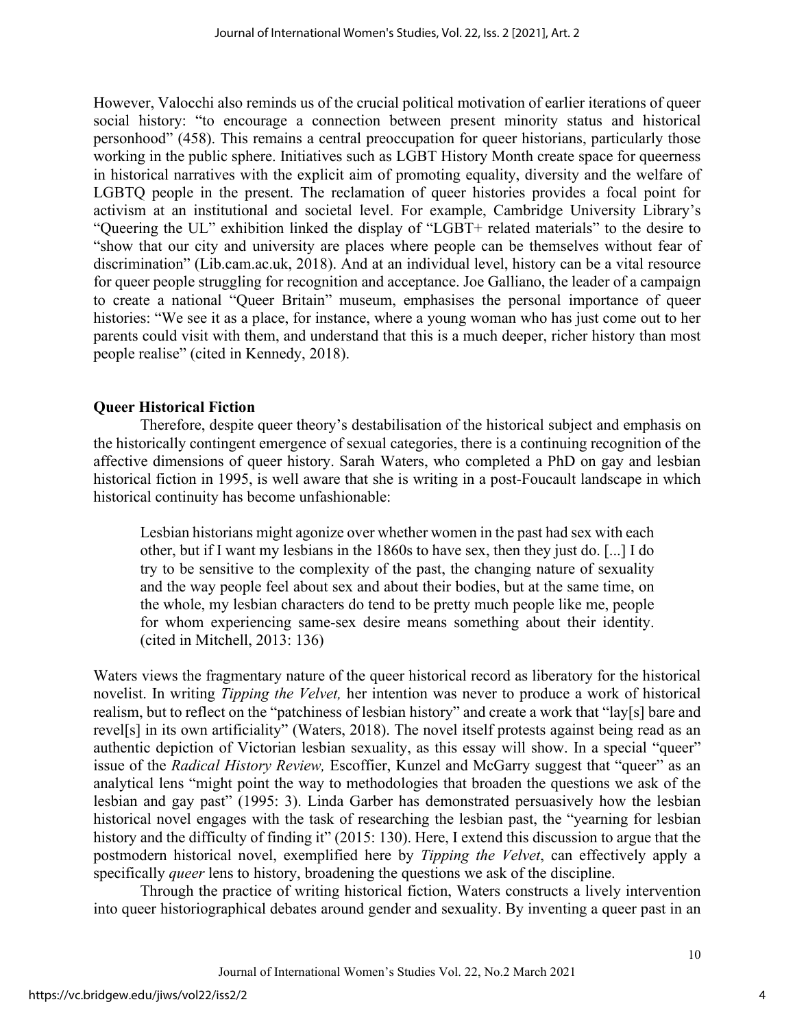However, Valocchi also reminds us of the crucial political motivation of earlier iterations of queer social history: "to encourage a connection between present minority status and historical personhood" (458). This remains a central preoccupation for queer historians, particularly those working in the public sphere. Initiatives such as LGBT History Month create space for queerness in historical narratives with the explicit aim of promoting equality, diversity and the welfare of LGBTQ people in the present. The reclamation of queer histories provides a focal point for activism at an institutional and societal level. For example, Cambridge University Library's "Queering the UL" exhibition linked the display of "LGBT+ related materials" to the desire to "show that our city and university are places where people can be themselves without fear of discrimination" (Lib.cam.ac.uk, 2018). And at an individual level, history can be a vital resource for queer people struggling for recognition and acceptance. Joe Galliano, the leader of a campaign to create a national "Queer Britain" museum, emphasises the personal importance of queer histories: "We see it as a place, for instance, where a young woman who has just come out to her parents could visit with them, and understand that this is a much deeper, richer history than most people realise" (cited in Kennedy, 2018).

## Queer Historical Fiction

Therefore, despite queer theory's destabilisation of the historical subject and emphasis on the historically contingent emergence of sexual categories, there is a continuing recognition of the affective dimensions of queer history. Sarah Waters, who completed a PhD on gay and lesbian historical fiction in 1995, is well aware that she is writing in a post-Foucault landscape in which historical continuity has become unfashionable:

> Lesbian historians might agonize over whether women in the past had sex with each other, but if I want my lesbians in the 1860s to have sex, then they just do. [...] I do try to be sensitive to the complexity of the past, the changing nature of sexuality and the way people feel about sex and about their bodies, but at the same time, on the whole, my lesbian characters do tend to be pretty much people like me, people for whom experiencing same-sex desire means something about their identity. (cited in Mitchell, 2013: 136)

Waters views the fragmentary nature of the queer historical record as liberatory for the historical novelist. In writing *Tipping the Velvet,* her intention was never to produce a work of historical realism, but to reflect on the "patchiness of lesbian history" and create a work that "lay[s] bare and revel[s] in its own artificiality" (Waters, 2018). The novel itself protests against being read as an authentic depiction of Victorian lesbian sexuality, as this essay will show. In a special "queer" issue of the *Radical History Review,* Escoffier, Kunzel and McGarry suggest that "queer" as an analytical lens "might point the way to methodologies that broaden the questions we ask of the lesbian and gay past" (1995: 3). Linda Garber has demonstrated persuasively how the lesbian historical novel engages with the task of researching the lesbian past, the "yearning for lesbian history and the difficulty of finding it" (2015: 130). Here, I extend this discussion to argue that the postmodern historical novel, exemplified here by *Tipping the Velvet*, can effectively apply a specifically *queer* lens to history, broadening the questions we ask of the discipline.

Through the practice of writing historical fiction, Waters constructs a lively intervention into queer historiographical debates around gender and sexuality. By inventing a queer past in an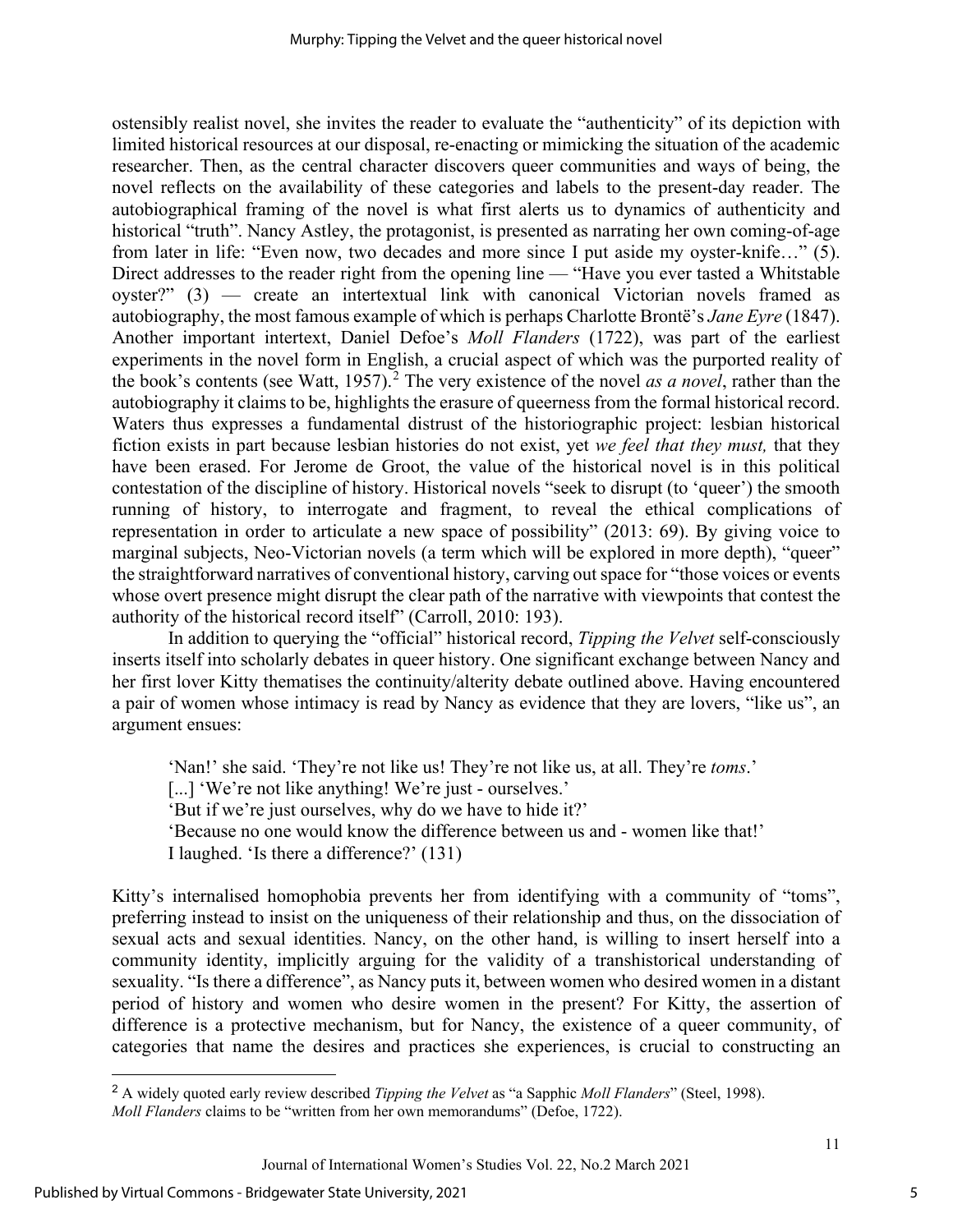ostensibly realist novel, she invites the reader to evaluate the "authenticity" of its depiction with limited historical resources at our disposal, re-enacting or mimicking the situation of the academic researcher. Then, as the central character discovers queer communities and ways of being, the novel reflects on the availability of these categories and labels to the present-day reader. The autobiographical framing of the novel is what first alerts us to dynamics of authenticity and historical "truth". Nancy Astley, the protagonist, is presented as narrating her own coming-of-age from later in life: "Even now, two decades and more since I put aside my oyster-knife…" (5). Direct addresses to the reader right from the opening line — "Have you ever tasted a Whitstable oyster?" (3) — create an intertextual link with canonical Victorian novels framed as autobiography, the most famous example of which is perhaps Charlotte Brontë's *Jane Eyre* (1847). Another important intertext, Daniel Defoe's *Moll Flanders* (1722), was part of the earliest experiments in the novel form in English, a crucial aspect of which was the purported reality of the book's contents (see Watt, 1957).[2] The very existence of the novel *as a novel*, rather than the autobiography it claims to be, highlights the erasure of queerness from the formal historical record. Waters thus expresses a fundamental distrust of the historiographic project: lesbian historical fiction exists in part because lesbian histories do not exist, yet *we feel that they must,* that they have been erased. For Jerome de Groot, the value of the historical novel is in this political contestation of the discipline of history. Historical novels "seek to disrupt (to 'queer') the smooth running of history, to interrogate and fragment, to reveal the ethical complications of representation in order to articulate a new space of possibility" (2013: 69). By giving voice to marginal subjects, Neo-Victorian novels (a term which will be explored in more depth), "queer" the straightforward narratives of conventional history, carving out space for "those voices or events whose overt presence might disrupt the clear path of the narrative with viewpoints that contest the authority of the historical record itself" (Carroll, 2010: 193).

In addition to querying the "official" historical record, *Tipping the Velvet* self-consciously inserts itself into scholarly debates in queer history. One significant exchange between Nancy and her first lover Kitty thematises the continuity/alterity debate outlined above. Having encountered a pair of women whose intimacy is read by Nancy as evidence that they are lovers, "like us", an argument ensues:

> 'Nan!' she said. 'They're not like us! They're not like us, at all. They're *toms*.'
> [...] 'We're not like anything! We're just - ourselves.'
> 'But if we're just ourselves, why do we have to hide it?'
> 'Because no one would know the difference between us and - women like that!'
> I laughed. 'Is there a difference?' (131)

Kitty's internalised homophobia prevents her from identifying with a community of "toms", preferring instead to insist on the uniqueness of their relationship and thus, on the dissociation of sexual acts and sexual identities. Nancy, on the other hand, is willing to insert herself into a community identity, implicitly arguing for the validity of a transhistorical understanding of sexuality. "Is there a difference", as Nancy puts it, between women who desired women in a distant period of history and women who desire women in the present? For Kitty, the assertion of difference is a protective mechanism, but for Nancy, the existence of a queer community, of categories that name the desires and practices she experiences, is crucial to constructing an

---

[2] A widely quoted early review described *Tipping the Velvet* as "a Sapphic *Moll Flanders*" (Steel, 1998). *Moll Flanders* claims to be "written from her own memorandums" (Defoe, 1722).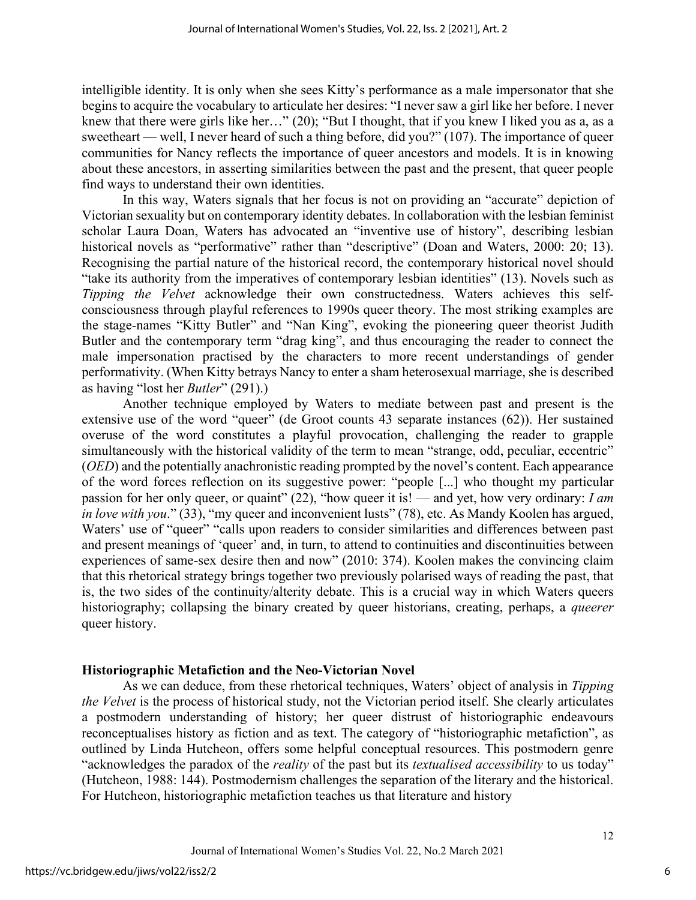intelligible identity. It is only when she sees Kitty's performance as a male impersonator that she begins to acquire the vocabulary to articulate her desires: "I never saw a girl like her before. I never knew that there were girls like her…" (20); "But I thought, that if you knew I liked you as a, as a sweetheart — well, I never heard of such a thing before, did you?" (107). The importance of queer communities for Nancy reflects the importance of queer ancestors and models. It is in knowing about these ancestors, in asserting similarities between the past and the present, that queer people find ways to understand their own identities.

In this way, Waters signals that her focus is not on providing an "accurate" depiction of Victorian sexuality but on contemporary identity debates. In collaboration with the lesbian feminist scholar Laura Doan, Waters has advocated an "inventive use of history", describing lesbian historical novels as "performative" rather than "descriptive" (Doan and Waters, 2000: 20; 13). Recognising the partial nature of the historical record, the contemporary historical novel should "take its authority from the imperatives of contemporary lesbian identities" (13). Novels such as *Tipping the Velvet* acknowledge their own constructedness. Waters achieves this self-consciousness through playful references to 1990s queer theory. The most striking examples are the stage-names "Kitty Butler" and "Nan King", evoking the pioneering queer theorist Judith Butler and the contemporary term "drag king", and thus encouraging the reader to connect the male impersonation practised by the characters to more recent understandings of gender performativity. (When Kitty betrays Nancy to enter a sham heterosexual marriage, she is described as having "lost her *Butler*" (291).)

Another technique employed by Waters to mediate between past and present is the extensive use of the word "queer" (de Groot counts 43 separate instances (62)). Her sustained overuse of the word constitutes a playful provocation, challenging the reader to grapple simultaneously with the historical validity of the term to mean "strange, odd, peculiar, eccentric" (*OED*) and the potentially anachronistic reading prompted by the novel's content. Each appearance of the word forces reflection on its suggestive power: "people [...] who thought my particular passion for her only queer, or quaint" (22), "how queer it is! — and yet, how very ordinary: *I am in love with you*." (33), "my queer and inconvenient lusts" (78), etc. As Mandy Koolen has argued, Waters' use of "queer" "calls upon readers to consider similarities and differences between past and present meanings of 'queer' and, in turn, to attend to continuities and discontinuities between experiences of same-sex desire then and now" (2010: 374). Koolen makes the convincing claim that this rhetorical strategy brings together two previously polarised ways of reading the past, that is, the two sides of the continuity/alterity debate. This is a crucial way in which Waters queers historiography; collapsing the binary created by queer historians, creating, perhaps, a *queerer* queer history.

## Historiographic Metafiction and the Neo-Victorian Novel

As we can deduce, from these rhetorical techniques, Waters' object of analysis in *Tipping the Velvet* is the process of historical study, not the Victorian period itself. She clearly articulates a postmodern understanding of history; her queer distrust of historiographic endeavours reconceptualises history as fiction and as text. The category of "historiographic metafiction", as outlined by Linda Hutcheon, offers some helpful conceptual resources. This postmodern genre "acknowledges the paradox of the *reality* of the past but its *textualised accessibility* to us today" (Hutcheon, 1988: 144). Postmodernism challenges the separation of the literary and the historical. For Hutcheon, historiographic metafiction teaches us that literature and history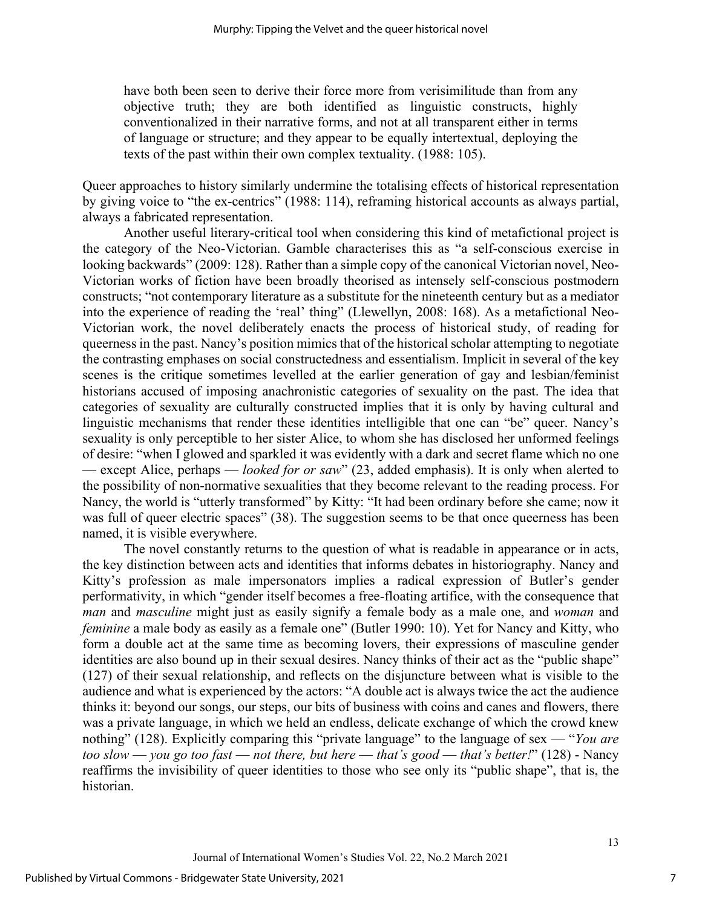> have both been seen to derive their force more from verisimilitude than from any objective truth; they are both identified as linguistic constructs, highly conventionalized in their narrative forms, and not at all transparent either in terms of language or structure; and they appear to be equally intertextual, deploying the texts of the past within their own complex textuality. (1988: 105).

Queer approaches to history similarly undermine the totalising effects of historical representation by giving voice to "the ex-centrics" (1988: 114), reframing historical accounts as always partial, always a fabricated representation.

Another useful literary-critical tool when considering this kind of metafictional project is the category of the Neo-Victorian. Gamble characterises this as "a self-conscious exercise in looking backwards" (2009: 128). Rather than a simple copy of the canonical Victorian novel, Neo-Victorian works of fiction have been broadly theorised as intensely self-conscious postmodern constructs; "not contemporary literature as a substitute for the nineteenth century but as a mediator into the experience of reading the 'real' thing" (Llewellyn, 2008: 168). As a metafictional Neo-Victorian work, the novel deliberately enacts the process of historical study, of reading for queerness in the past. Nancy's position mimics that of the historical scholar attempting to negotiate the contrasting emphases on social constructedness and essentialism. Implicit in several of the key scenes is the critique sometimes levelled at the earlier generation of gay and lesbian/feminist historians accused of imposing anachronistic categories of sexuality on the past. The idea that categories of sexuality are culturally constructed implies that it is only by having cultural and linguistic mechanisms that render these identities intelligible that one can "be" queer. Nancy's sexuality is only perceptible to her sister Alice, to whom she has disclosed her unformed feelings of desire: "when I glowed and sparkled it was evidently with a dark and secret flame which no one — except Alice, perhaps — *looked for or saw*" (23, added emphasis). It is only when alerted to the possibility of non-normative sexualities that they become relevant to the reading process. For Nancy, the world is "utterly transformed" by Kitty: "It had been ordinary before she came; now it was full of queer electric spaces" (38). The suggestion seems to be that once queerness has been named, it is visible everywhere.

The novel constantly returns to the question of what is readable in appearance or in acts, the key distinction between acts and identities that informs debates in historiography. Nancy and Kitty's profession as male impersonators implies a radical expression of Butler's gender performativity, in which "gender itself becomes a free-floating artifice, with the consequence that *man* and *masculine* might just as easily signify a female body as a male one, and *woman* and *feminine* a male body as easily as a female one" (Butler 1990: 10). Yet for Nancy and Kitty, who form a double act at the same time as becoming lovers, their expressions of masculine gender identities are also bound up in their sexual desires. Nancy thinks of their act as the "public shape" (127) of their sexual relationship, and reflects on the disjuncture between what is visible to the audience and what is experienced by the actors: "A double act is always twice the act the audience thinks it: beyond our songs, our steps, our bits of business with coins and canes and flowers, there was a private language, in which we held an endless, delicate exchange of which the crowd knew nothing" (128). Explicitly comparing this "private language" to the language of sex — "*You are too slow — you go too fast — not there, but here — that's good — that's better!*" (128) - Nancy reaffirms the invisibility of queer identities to those who see only its "public shape", that is, the historian.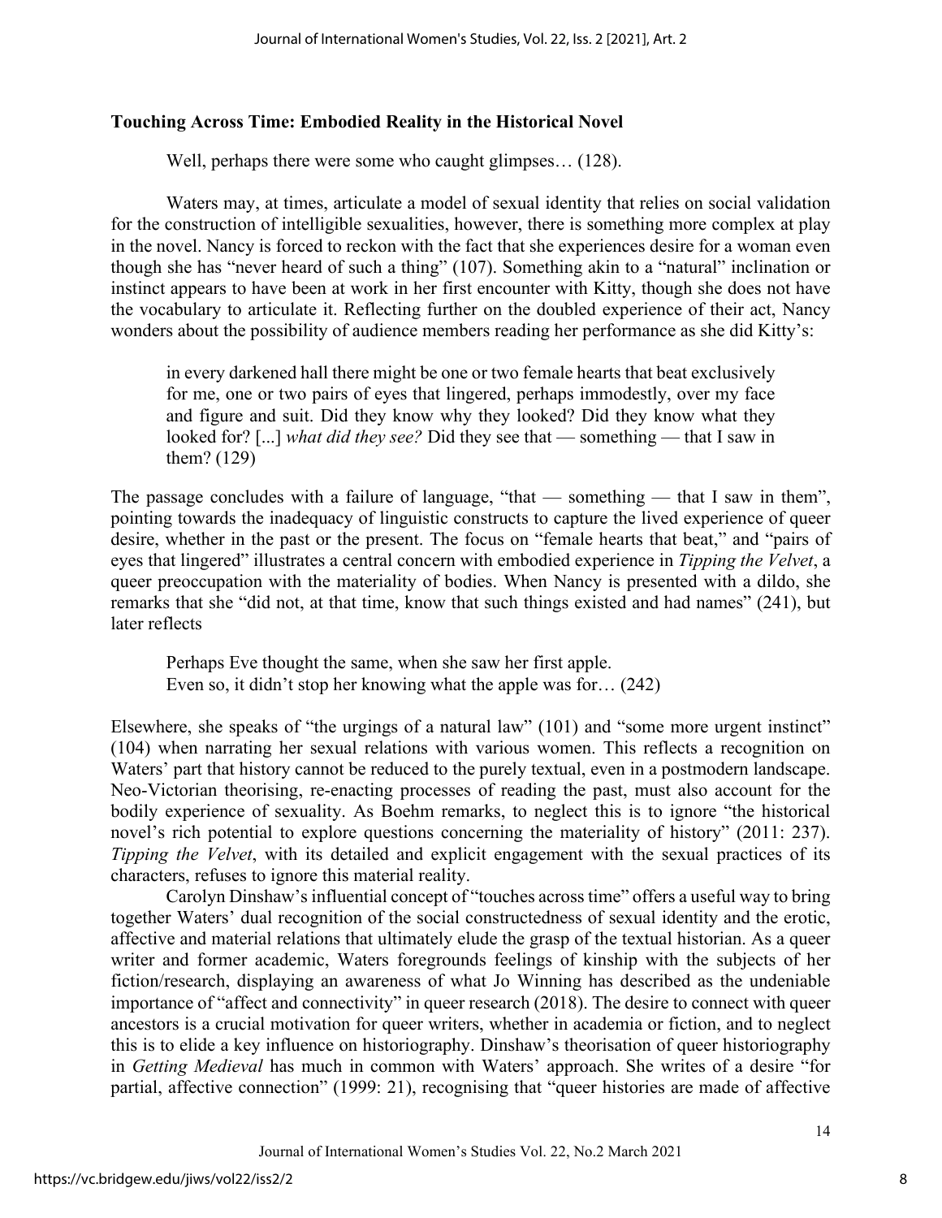### Touching Across Time: Embodied Reality in the Historical Novel

> Well, perhaps there were some who caught glimpses… (128).

Waters may, at times, articulate a model of sexual identity that relies on social validation for the construction of intelligible sexualities, however, there is something more complex at play in the novel. Nancy is forced to reckon with the fact that she experiences desire for a woman even though she has "never heard of such a thing" (107). Something akin to a "natural" inclination or instinct appears to have been at work in her first encounter with Kitty, though she does not have the vocabulary to articulate it. Reflecting further on the doubled experience of their act, Nancy wonders about the possibility of audience members reading her performance as she did Kitty's:

> in every darkened hall there might be one or two female hearts that beat exclusively for me, one or two pairs of eyes that lingered, perhaps immodestly, over my face and figure and suit. Did they know why they looked? Did they know what they looked for? [...] *what did they see?* Did they see that — something — that I saw in them? (129)

The passage concludes with a failure of language, "that — something — that I saw in them", pointing towards the inadequacy of linguistic constructs to capture the lived experience of queer desire, whether in the past or the present. The focus on "female hearts that beat," and "pairs of eyes that lingered" illustrates a central concern with embodied experience in *Tipping the Velvet*, a queer preoccupation with the materiality of bodies. When Nancy is presented with a dildo, she remarks that she "did not, at that time, know that such things existed and had names" (241), but later reflects

> Perhaps Eve thought the same, when she saw her first apple.
> Even so, it didn't stop her knowing what the apple was for… (242)

Elsewhere, she speaks of "the urgings of a natural law" (101) and "some more urgent instinct" (104) when narrating her sexual relations with various women. This reflects a recognition on Waters' part that history cannot be reduced to the purely textual, even in a postmodern landscape. Neo-Victorian theorising, re-enacting processes of reading the past, must also account for the bodily experience of sexuality. As Boehm remarks, to neglect this is to ignore "the historical novel's rich potential to explore questions concerning the materiality of history" (2011: 237). *Tipping the Velvet*, with its detailed and explicit engagement with the sexual practices of its characters, refuses to ignore this material reality.

Carolyn Dinshaw's influential concept of "touches across time" offers a useful way to bring together Waters' dual recognition of the social constructedness of sexual identity and the erotic, affective and material relations that ultimately elude the grasp of the textual historian. As a queer writer and former academic, Waters foregrounds feelings of kinship with the subjects of her fiction/research, displaying an awareness of what Jo Winning has described as the undeniable importance of "affect and connectivity" in queer research (2018). The desire to connect with queer ancestors is a crucial motivation for queer writers, whether in academia or fiction, and to neglect this is to elide a key influence on historiography. Dinshaw's theorisation of queer historiography in *Getting Medieval* has much in common with Waters' approach. She writes of a desire "for partial, affective connection" (1999: 21), recognising that "queer histories are made of affective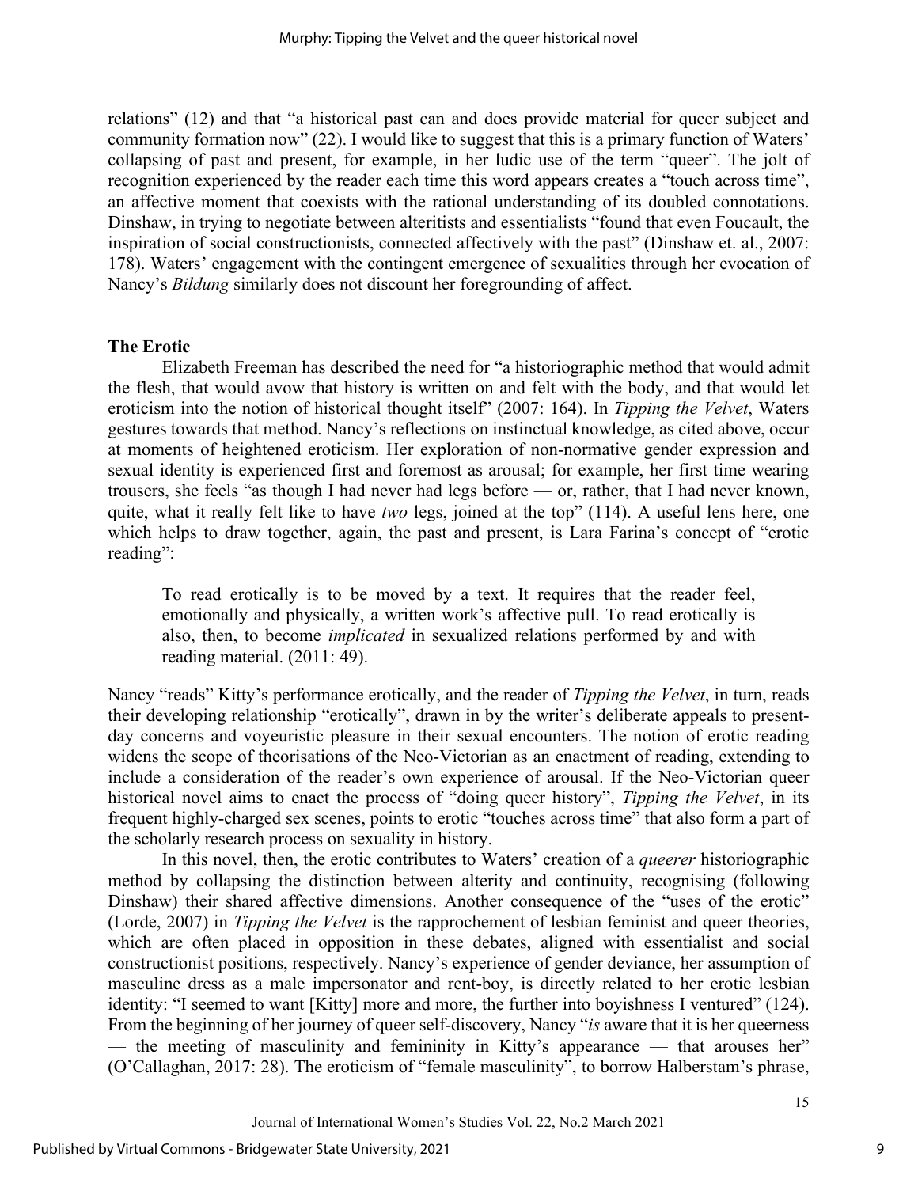relations" (12) and that "a historical past can and does provide material for queer subject and community formation now" (22). I would like to suggest that this is a primary function of Waters' collapsing of past and present, for example, in her ludic use of the term "queer". The jolt of recognition experienced by the reader each time this word appears creates a "touch across time", an affective moment that coexists with the rational understanding of its doubled connotations. Dinshaw, in trying to negotiate between alteritists and essentialists "found that even Foucault, the inspiration of social constructionists, connected affectively with the past" (Dinshaw et. al., 2007: 178). Waters' engagement with the contingent emergence of sexualities through her evocation of Nancy's *Bildung* similarly does not discount her foregrounding of affect.

## The Erotic

Elizabeth Freeman has described the need for "a historiographic method that would admit the flesh, that would avow that history is written on and felt with the body, and that would let eroticism into the notion of historical thought itself" (2007: 164). In *Tipping the Velvet*, Waters gestures towards that method. Nancy's reflections on instinctual knowledge, as cited above, occur at moments of heightened eroticism. Her exploration of non-normative gender expression and sexual identity is experienced first and foremost as arousal; for example, her first time wearing trousers, she feels "as though I had never had legs before — or, rather, that I had never known, quite, what it really felt like to have *two* legs, joined at the top" (114). A useful lens here, one which helps to draw together, again, the past and present, is Lara Farina's concept of "erotic reading":

> To read erotically is to be moved by a text. It requires that the reader feel, emotionally and physically, a written work's affective pull. To read erotically is also, then, to become *implicated* in sexualized relations performed by and with reading material. (2011: 49).

Nancy "reads" Kitty's performance erotically, and the reader of *Tipping the Velvet*, in turn, reads their developing relationship "erotically", drawn in by the writer's deliberate appeals to present-day concerns and voyeuristic pleasure in their sexual encounters. The notion of erotic reading widens the scope of theorisations of the Neo-Victorian as an enactment of reading, extending to include a consideration of the reader's own experience of arousal. If the Neo-Victorian queer historical novel aims to enact the process of "doing queer history", *Tipping the Velvet*, in its frequent highly-charged sex scenes, points to erotic "touches across time" that also form a part of the scholarly research process on sexuality in history.

In this novel, then, the erotic contributes to Waters' creation of a *queerer* historiographic method by collapsing the distinction between alterity and continuity, recognising (following Dinshaw) their shared affective dimensions. Another consequence of the "uses of the erotic" (Lorde, 2007) in *Tipping the Velvet* is the rapprochement of lesbian feminist and queer theories, which are often placed in opposition in these debates, aligned with essentialist and social constructionist positions, respectively. Nancy's experience of gender deviance, her assumption of masculine dress as a male impersonator and rent-boy, is directly related to her erotic lesbian identity: "I seemed to want [Kitty] more and more, the further into boyishness I ventured" (124). From the beginning of her journey of queer self-discovery, Nancy "*is* aware that it is her queerness — the meeting of masculinity and femininity in Kitty's appearance — that arouses her" (O'Callaghan, 2017: 28). The eroticism of "female masculinity", to borrow Halberstam's phrase,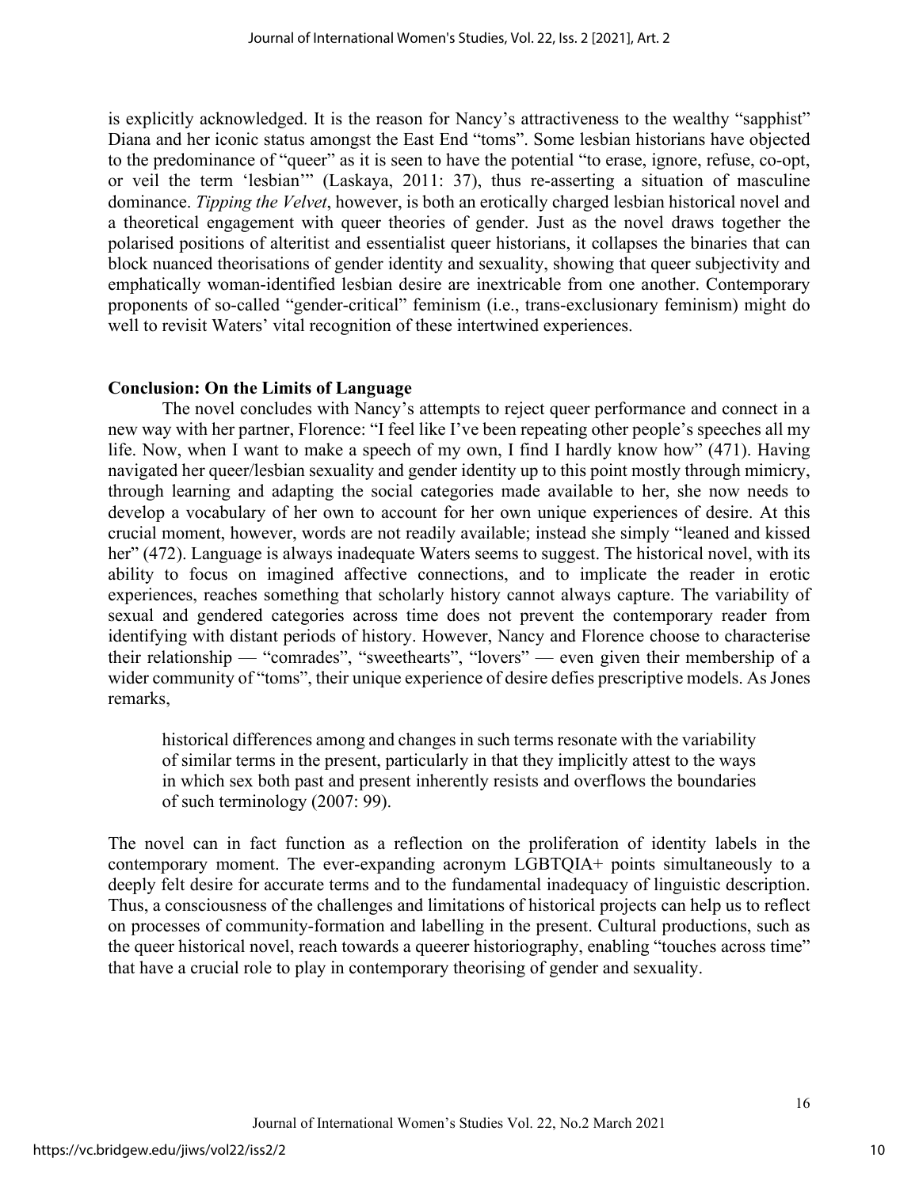is explicitly acknowledged. It is the reason for Nancy's attractiveness to the wealthy "sapphist" Diana and her iconic status amongst the East End "toms". Some lesbian historians have objected to the predominance of "queer" as it is seen to have the potential "to erase, ignore, refuse, co-opt, or veil the term 'lesbian'" (Laskaya, 2011: 37), thus re-asserting a situation of masculine dominance. *Tipping the Velvet*, however, is both an erotically charged lesbian historical novel and a theoretical engagement with queer theories of gender. Just as the novel draws together the polarised positions of alteritist and essentialist queer historians, it collapses the binaries that can block nuanced theorisations of gender identity and sexuality, showing that queer subjectivity and emphatically woman-identified lesbian desire are inextricable from one another. Contemporary proponents of so-called "gender-critical" feminism (i.e., trans-exclusionary feminism) might do well to revisit Waters' vital recognition of these intertwined experiences.

## Conclusion: On the Limits of Language

The novel concludes with Nancy's attempts to reject queer performance and connect in a new way with her partner, Florence: "I feel like I've been repeating other people's speeches all my life. Now, when I want to make a speech of my own, I find I hardly know how" (471). Having navigated her queer/lesbian sexuality and gender identity up to this point mostly through mimicry, through learning and adapting the social categories made available to her, she now needs to develop a vocabulary of her own to account for her own unique experiences of desire. At this crucial moment, however, words are not readily available; instead she simply "leaned and kissed her" (472). Language is always inadequate Waters seems to suggest. The historical novel, with its ability to focus on imagined affective connections, and to implicate the reader in erotic experiences, reaches something that scholarly history cannot always capture. The variability of sexual and gendered categories across time does not prevent the contemporary reader from identifying with distant periods of history. However, Nancy and Florence choose to characterise their relationship — "comrades", "sweethearts", "lovers" — even given their membership of a wider community of "toms", their unique experience of desire defies prescriptive models. As Jones remarks,

> historical differences among and changes in such terms resonate with the variability of similar terms in the present, particularly in that they implicitly attest to the ways in which sex both past and present inherently resists and overflows the boundaries of such terminology (2007: 99).

The novel can in fact function as a reflection on the proliferation of identity labels in the contemporary moment. The ever-expanding acronym LGBTQIA+ points simultaneously to a deeply felt desire for accurate terms and to the fundamental inadequacy of linguistic description. Thus, a consciousness of the challenges and limitations of historical projects can help us to reflect on processes of community-formation and labelling in the present. Cultural productions, such as the queer historical novel, reach towards a queerer historiography, enabling "touches across time" that have a crucial role to play in contemporary theorising of gender and sexuality.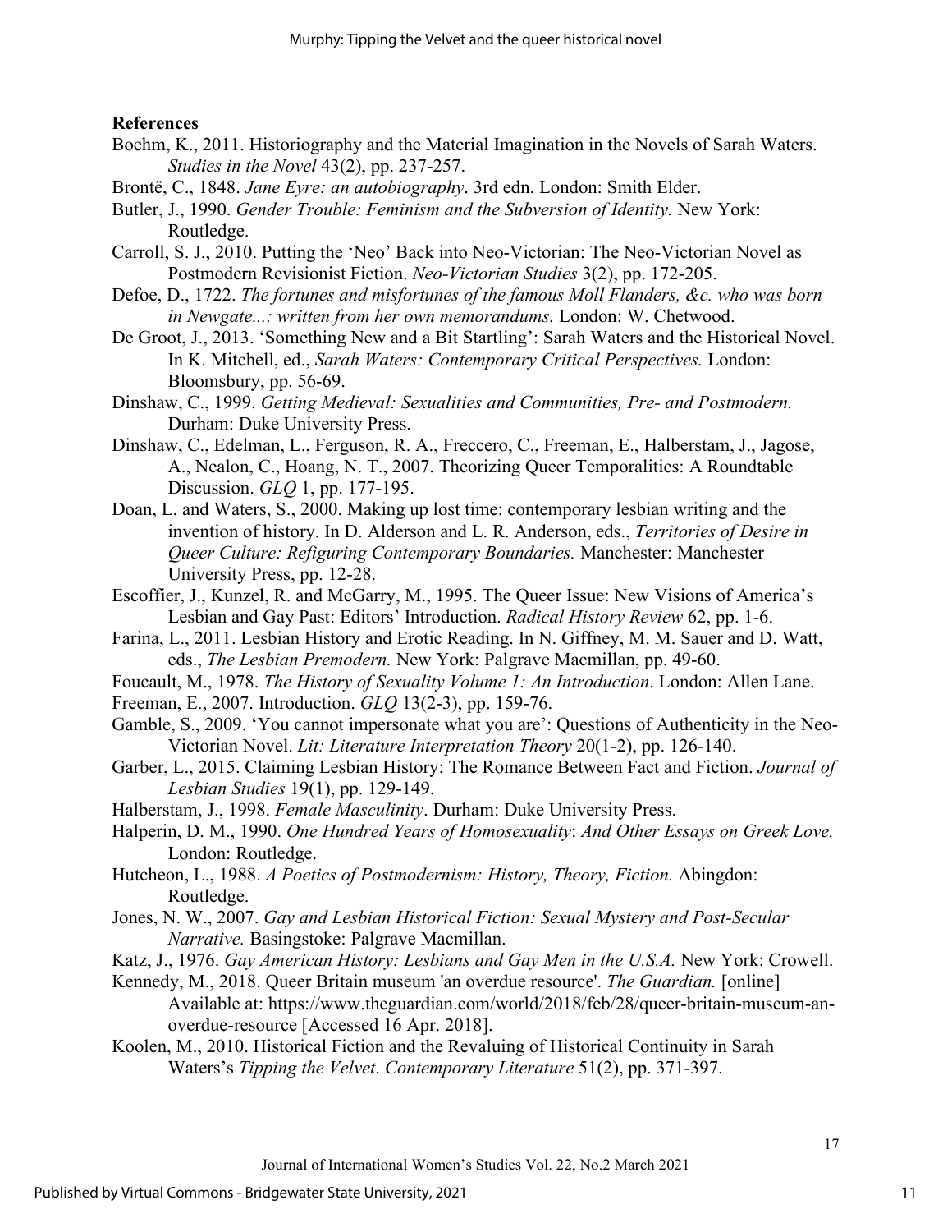**References**

Boehm, K., 2011. Historiography and the Material Imagination in the Novels of Sarah Waters. *Studies in the Novel* 43(2), pp. 237-257.

Brontë, C., 1848. *Jane Eyre: an autobiography*. 3rd edn. London: Smith Elder.

Butler, J., 1990. *Gender Trouble: Feminism and the Subversion of Identity.* New York: Routledge.

Carroll, S. J., 2010. Putting the 'Neo' Back into Neo-Victorian: The Neo-Victorian Novel as Postmodern Revisionist Fiction. *Neo-Victorian Studies* 3(2), pp. 172-205.

Defoe, D., 1722. *The fortunes and misfortunes of the famous Moll Flanders, &c. who was born in Newgate...: written from her own memorandums.* London: W. Chetwood.

De Groot, J., 2013. 'Something New and a Bit Startling': Sarah Waters and the Historical Novel. In K. Mitchell, ed., *Sarah Waters: Contemporary Critical Perspectives.* London: Bloomsbury, pp. 56-69.

Dinshaw, C., 1999. *Getting Medieval: Sexualities and Communities, Pre- and Postmodern.* Durham: Duke University Press.

Dinshaw, C., Edelman, L., Ferguson, R. A., Freccero, C., Freeman, E., Halberstam, J., Jagose, A., Nealon, C., Hoang, N. T., 2007. Theorizing Queer Temporalities: A Roundtable Discussion. *GLQ* 1, pp. 177-195.

Doan, L. and Waters, S., 2000. Making up lost time: contemporary lesbian writing and the invention of history. In D. Alderson and L. R. Anderson, eds., *Territories of Desire in Queer Culture: Refiguring Contemporary Boundaries.* Manchester: Manchester University Press, pp. 12-28.

Escoffier, J., Kunzel, R. and McGarry, M., 1995. The Queer Issue: New Visions of America's Lesbian and Gay Past: Editors' Introduction. *Radical History Review* 62, pp. 1-6.

Farina, L., 2011. Lesbian History and Erotic Reading. In N. Giffney, M. M. Sauer and D. Watt, eds., *The Lesbian Premodern.* New York: Palgrave Macmillan, pp. 49-60.

Foucault, M., 1978. *The History of Sexuality Volume 1: An Introduction*. London: Allen Lane.

Freeman, E., 2007. Introduction. *GLQ* 13(2-3), pp. 159-76.

Gamble, S., 2009. 'You cannot impersonate what you are': Questions of Authenticity in the Neo-Victorian Novel. *Lit: Literature Interpretation Theory* 20(1-2), pp. 126-140.

Garber, L., 2015. Claiming Lesbian History: The Romance Between Fact and Fiction. *Journal of Lesbian Studies* 19(1), pp. 129-149.

Halberstam, J., 1998. *Female Masculinity*. Durham: Duke University Press.

Halperin, D. M., 1990. *One Hundred Years of Homosexuality*: *And Other Essays on Greek Love.* London: Routledge.

Hutcheon, L., 1988. *A Poetics of Postmodernism: History, Theory, Fiction.* Abingdon: Routledge.

Jones, N. W., 2007. *Gay and Lesbian Historical Fiction: Sexual Mystery and Post-Secular Narrative.* Basingstoke: Palgrave Macmillan.

Katz, J., 1976. *Gay American History: Lesbians and Gay Men in the U.S.A.* New York: Crowell.

Kennedy, M., 2018. Queer Britain museum 'an overdue resource'. *The Guardian.* [online] Available at: https://www.theguardian.com/world/2018/feb/28/queer-britain-museum-an-overdue-resource [Accessed 16 Apr. 2018].

Koolen, M., 2010. Historical Fiction and the Revaluing of Historical Continuity in Sarah Waters's *Tipping the Velvet*. *Contemporary Literature* 51(2), pp. 371-397.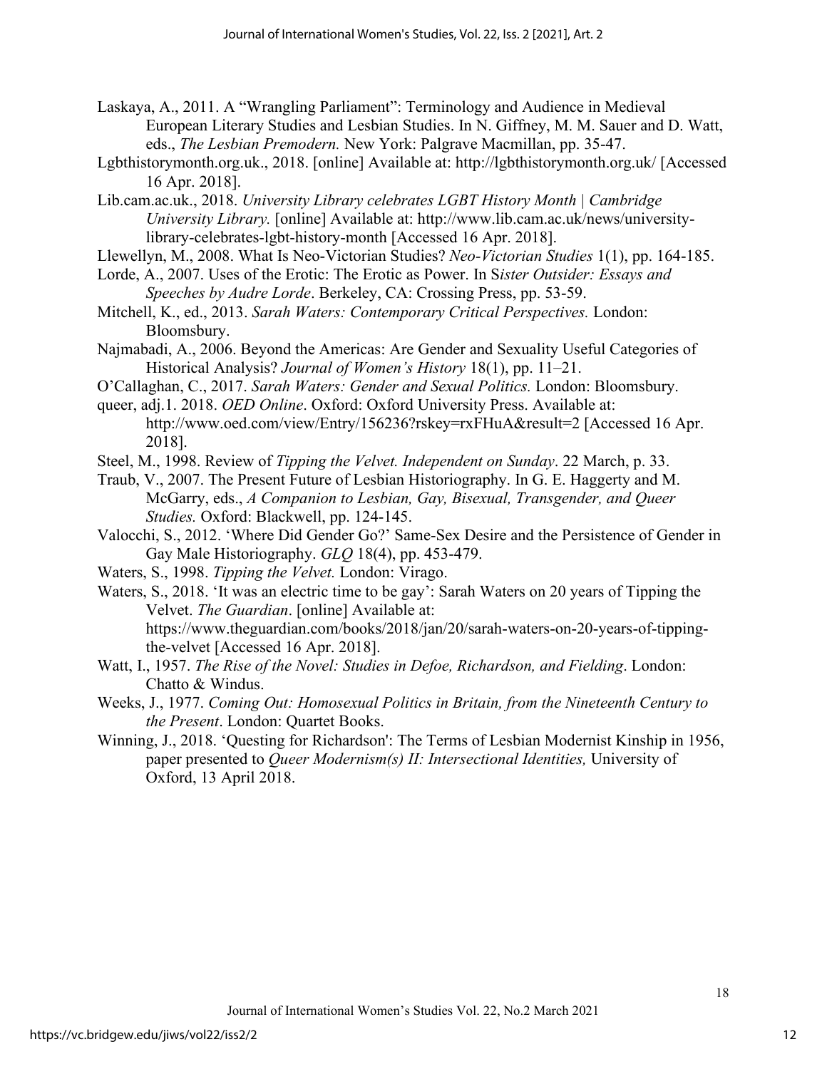Laskaya, A., 2011. A "Wrangling Parliament": Terminology and Audience in Medieval European Literary Studies and Lesbian Studies. In N. Giffney, M. M. Sauer and D. Watt, eds., *The Lesbian Premodern.* New York: Palgrave Macmillan, pp. 35-47.

Lgbthistorymonth.org.uk., 2018. [online] Available at: http://lgbthistorymonth.org.uk/ [Accessed 16 Apr. 2018].

Lib.cam.ac.uk., 2018. *University Library celebrates LGBT History Month | Cambridge University Library.* [online] Available at: http://www.lib.cam.ac.uk/news/university-library-celebrates-lgbt-history-month [Accessed 16 Apr. 2018].

Llewellyn, M., 2008. What Is Neo-Victorian Studies? *Neo-Victorian Studies* 1(1), pp. 164-185.

Lorde, A., 2007. Uses of the Erotic: The Erotic as Power. In S*ister Outsider: Essays and Speeches by Audre Lorde*. Berkeley, CA: Crossing Press, pp. 53-59.

Mitchell, K., ed., 2013. *Sarah Waters: Contemporary Critical Perspectives.* London: Bloomsbury.

Najmabadi, A., 2006. Beyond the Americas: Are Gender and Sexuality Useful Categories of Historical Analysis? *Journal of Women's History* 18(1), pp. 11–21.

O'Callaghan, C., 2017. *Sarah Waters: Gender and Sexual Politics.* London: Bloomsbury.

queer, adj.1. 2018. *OED Online*. Oxford: Oxford University Press. Available at: http://www.oed.com/view/Entry/156236?rskey=rxFHuA&result=2 [Accessed 16 Apr. 2018].

Steel, M., 1998. Review of *Tipping the Velvet. Independent on Sunday*. 22 March, p. 33.

Traub, V., 2007. The Present Future of Lesbian Historiography. In G. E. Haggerty and M. McGarry, eds., *A Companion to Lesbian, Gay, Bisexual, Transgender, and Queer Studies.* Oxford: Blackwell, pp. 124-145.

Valocchi, S., 2012. 'Where Did Gender Go?' Same-Sex Desire and the Persistence of Gender in Gay Male Historiography. *GLQ* 18(4), pp. 453-479.

Waters, S., 1998. *Tipping the Velvet.* London: Virago.

Waters, S., 2018. 'It was an electric time to be gay': Sarah Waters on 20 years of Tipping the Velvet. *The Guardian*. [online] Available at: https://www.theguardian.com/books/2018/jan/20/sarah-waters-on-20-years-of-tipping-the-velvet [Accessed 16 Apr. 2018].

Watt, I., 1957. *The Rise of the Novel: Studies in Defoe, Richardson, and Fielding*. London: Chatto & Windus.

Weeks, J., 1977. *Coming Out: Homosexual Politics in Britain, from the Nineteenth Century to the Present*. London: Quartet Books.

Winning, J., 2018. 'Questing for Richardson': The Terms of Lesbian Modernist Kinship in 1956, paper presented to *Queer Modernism(s) II: Intersectional Identities,* University of Oxford, 13 April 2018.